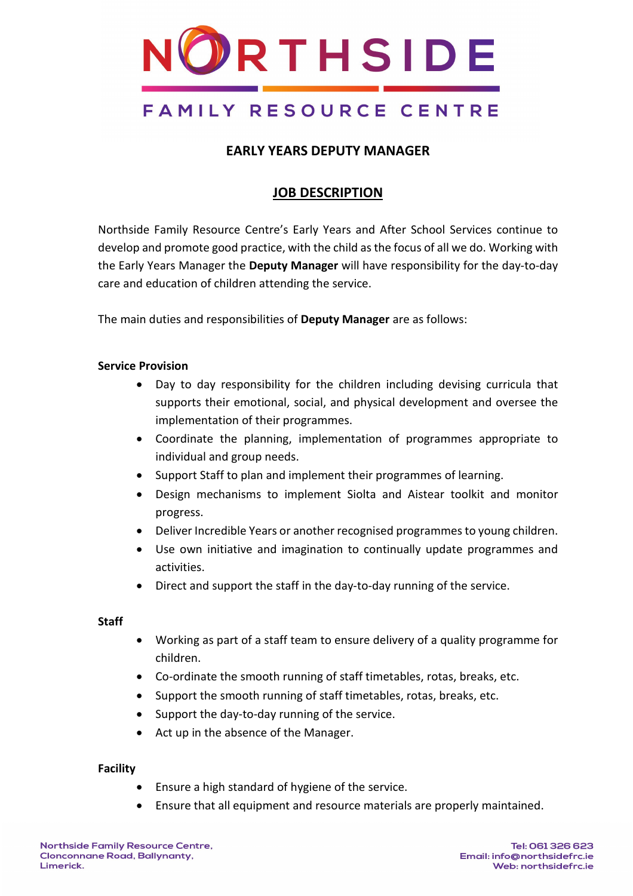# NORTHSIDE

## FAMILY RESOURCE CENTRE

### EARLY YEARS DEPUTY MANAGER

### JOB DESCRIPTION

Northside Family Resource Centre's Early Years and After School Services continue to develop and promote good practice, with the child as the focus of all we do. Working with the Early Years Manager the **Deputy Manager** will have responsibility for the day-to-day care and education of children attending the service.

The main duties and responsibilities of **Deputy Manager** are as follows:

**Service Provision**

- Day to day responsibility for the children including devising curricula that supports their emotional, social, and physical development and oversee the implementation of their programmes.
- Coordinate the planning, implementation of programmes appropriate to individual and group needs.
- Support Staff to plan and implement their programmes of learning.
- Design mechanisms to implement Siolta and Aistear toolkit and monitor progress.
- Deliver Incredible Years or another recognised programmes to young children.
- Use own initiative and imagination to continually update programmes and activities.
- Direct and support the staff in the day-to-day running of the service.

**Staff**

- Working as part of a staff team to ensure delivery of a quality programme for children.
- Co-ordinate the smooth running of staff timetables, rotas, breaks, etc.
- Support the smooth running of staff timetables, rotas, breaks, etc.
- Support the day-to-day running of the service.
- Act up in the absence of the Manager.

**Facility**

- Ensure a high standard of hygiene of the service.
- Ensure that all equipment and resource materials are properly maintained.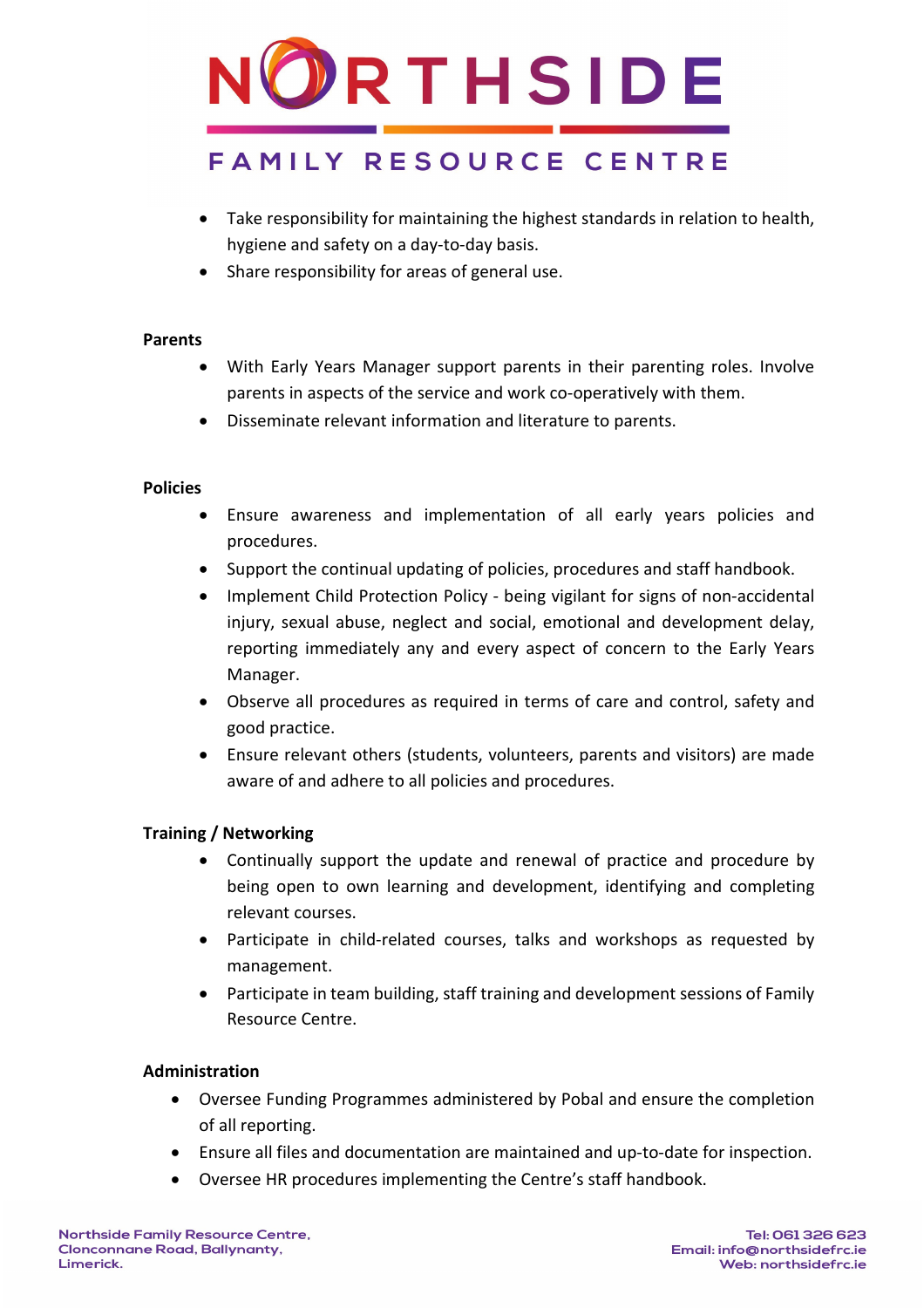- Take responsibility for maintaining the highest standards in relation to health, hygiene and safety on a day-to-day basis.
- Share responsibility for areas of general use.

**Parents**

- With Early Years Manager support parents in their parenting roles. Involve parents in aspects of the service and work co-operatively with them.
- Disseminate relevant information and literature to parents.

**Policies**

- Ensure awareness and implementation of all early years policies and procedures.
- Support the continual updating of policies, procedures and staff handbook.
- Implement Child Protection Policy - being vigilant for signs of non-accidental injury, sexual abuse, neglect and social, emotional and development delay, reporting immediately any and every aspect of concern to the Early Years Manager.
- Observe all procedures as required in terms of care and control, safety and good practice.
- Ensure relevant others (students, volunteers, parents and visitors) are made aware of and adhere to all policies and procedures.

**Training / Networking**

- Continually support the update and renewal of practice and procedure by being open to own learning and development, identifying and completing relevant courses.
- Participate in child-related courses, talks and workshops as requested by management.
- Participate in team building, staff training and development sessions of Family Resource Centre.

**Administration**

- Oversee Funding Programmes administered by Pobal and ensure the completion of all reporting.
- Ensure all files and documentation are maintained and up-to-date for inspection.
- Oversee HR procedures implementing the Centre's staff handbook.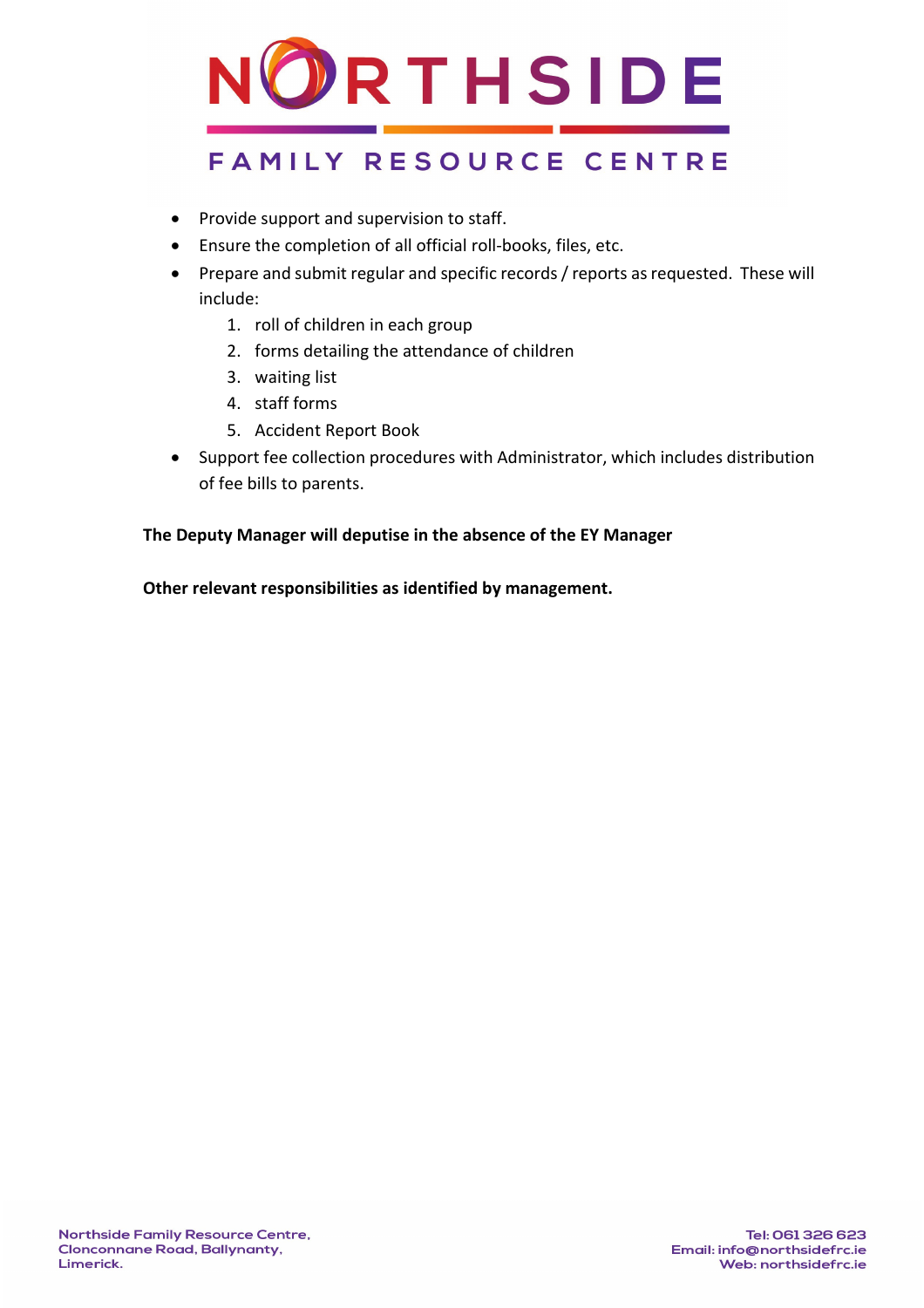- Provide support and supervision to staff.
- Ensure the completion of all official roll-books, files, etc.
- Prepare and submit regular and specific records / reports as requested. These will include:
    1. roll of children in each group
    2. forms detailing the attendance of children
    3. waiting list
    4. staff forms
    5. Accident Report Book
- Support fee collection procedures with Administrator, which includes distribution of fee bills to parents.

**The Deputy Manager will deputise in the absence of the EY Manager**

**Other relevant responsibilities as identified by management.**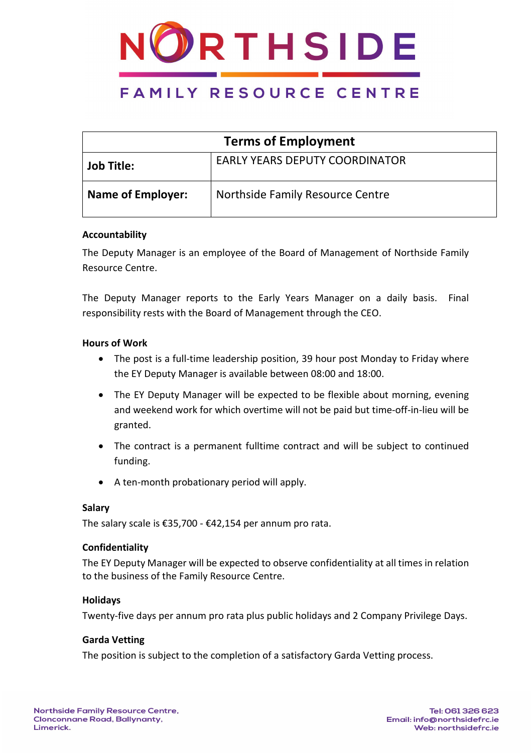NORTHSIDE

FAMILY RESOURCE CENTRE

| Terms of Employment | |
|---|---|
| **Job Title:** | EARLY YEARS DEPUTY COORDINATOR |
| **Name of Employer:** | Northside Family Resource Centre |

**Accountability**

The Deputy Manager is an employee of the Board of Management of Northside Family Resource Centre.

The Deputy Manager reports to the Early Years Manager on a daily basis. Final responsibility rests with the Board of Management through the CEO.

**Hours of Work**

- The post is a full-time leadership position, 39 hour post Monday to Friday where the EY Deputy Manager is available between 08:00 and 18:00.
- The EY Deputy Manager will be expected to be flexible about morning, evening and weekend work for which overtime will not be paid but time-off-in-lieu will be granted.
- The contract is a permanent fulltime contract and will be subject to continued funding.
- A ten-month probationary period will apply.

**Salary**

The salary scale is €35,700 - €42,154 per annum pro rata.

**Confidentiality**

The EY Deputy Manager will be expected to observe confidentiality at all times in relation to the business of the Family Resource Centre.

**Holidays**

Twenty-five days per annum pro rata plus public holidays and 2 Company Privilege Days.

**Garda Vetting**

The position is subject to the completion of a satisfactory Garda Vetting process.

Northside Family Resource Centre,
Clonconnane Road, Ballynanty,
Limerick.

Tel: 061 326 623
Email: info@northsidefrc.ie
Web: northsidefrc.ie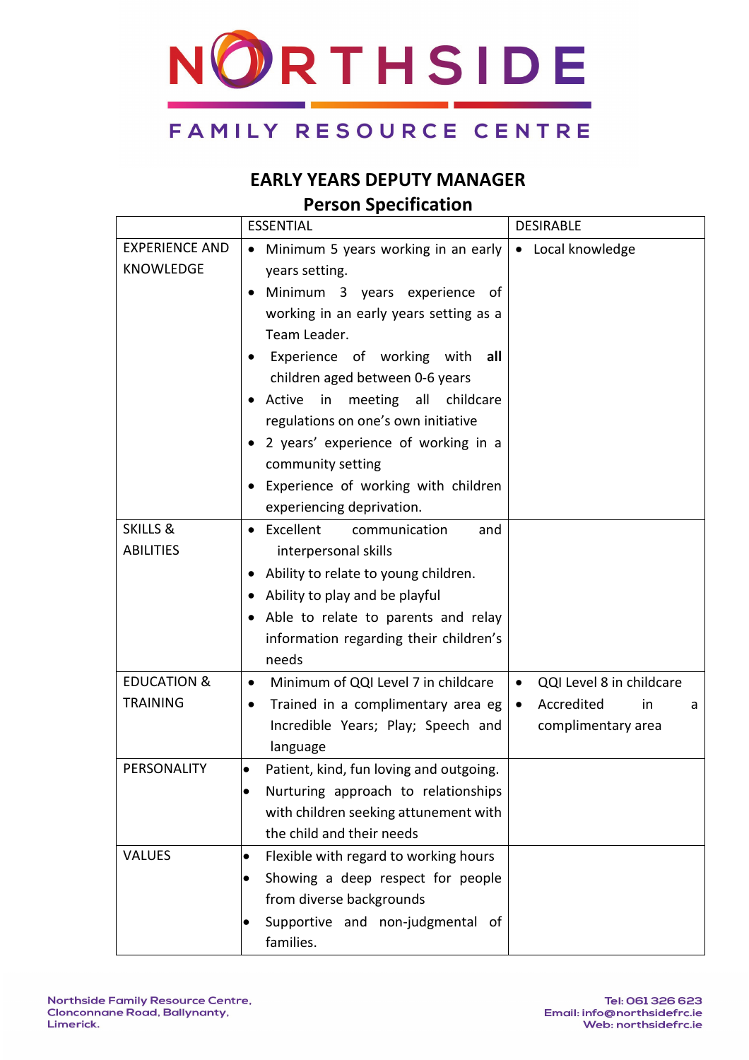NORTHSIDE

FAMILY RESOURCE CENTRE

## EARLY YEARS DEPUTY MANAGER
## Person Specification

| | ESSENTIAL | DESIRABLE |
|---|---|---|
| EXPERIENCE AND KNOWLEDGE | • Minimum 5 years working in an early years setting.<br>• Minimum 3 years experience of working in an early years setting as a Team Leader.<br>• Experience of working with **all** children aged between 0-6 years<br>• Active in meeting all childcare regulations on one's own initiative<br>• 2 years' experience of working in a community setting<br>• Experience of working with children experiencing deprivation. | • Local knowledge |
| SKILLS & ABILITIES | • Excellent communication and interpersonal skills<br>• Ability to relate to young children.<br>• Ability to play and be playful<br>• Able to relate to parents and relay information regarding their children's needs | |
| EDUCATION & TRAINING | • Minimum of QQI Level 7 in childcare<br>• Trained in a complimentary area eg Incredible Years; Play; Speech and language | • QQI Level 8 in childcare<br>• Accredited in a complimentary area |
| PERSONALITY | • Patient, kind, fun loving and outgoing.<br>• Nurturing approach to relationships with children seeking attunement with the child and their needs | |
| VALUES | • Flexible with regard to working hours<br>• Showing a deep respect for people from diverse backgrounds<br>• Supportive and non-judgmental of families. | |

Northside Family Resource Centre,
Clonconnane Road, Ballynanty,
Limerick.

Tel: 061 326 623
Email: info@northsidefrc.ie
Web: northsidefrc.ie